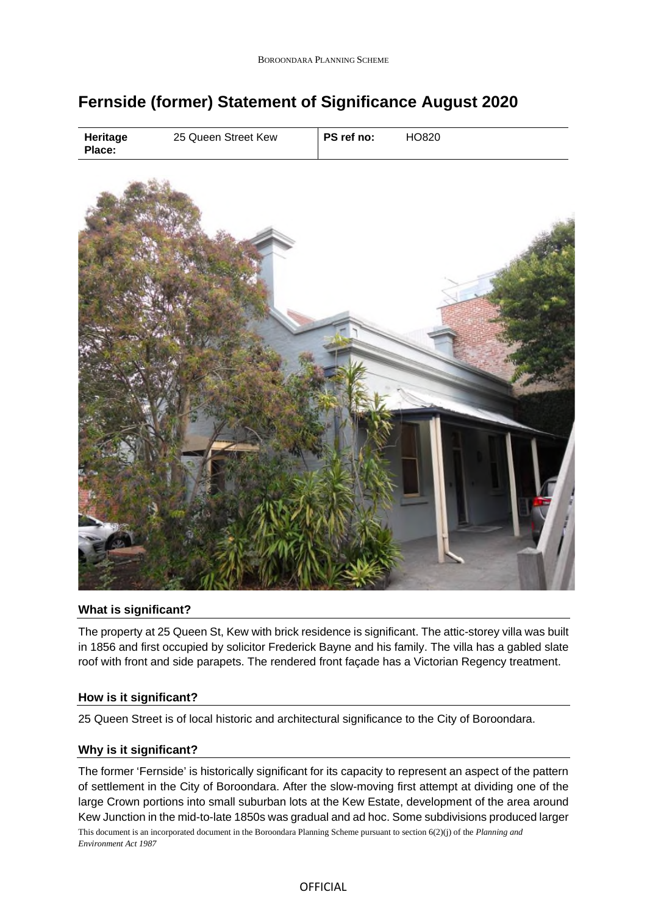# Fernside (former) Statement of Significance August 2020

| Heritage Place: | 25 Queen Street Kew | PS ref no: | HO820 |
|---|---|---|---|

## What is significant?

The property at 25 Queen St, Kew with brick residence is significant. The attic-storey villa was built in 1856 and first occupied by solicitor Frederick Bayne and his family. The villa has a gabled slate roof with front and side parapets. The rendered front façade has a Victorian Regency treatment.

## How is it significant?

25 Queen Street is of local historic and architectural significance to the City of Boroondara.

## Why is it significant?

The former 'Fernside' is historically significant for its capacity to represent an aspect of the pattern of settlement in the City of Boroondara. After the slow-moving first attempt at dividing one of the large Crown portions into small suburban lots at the Kew Estate, development of the area around Kew Junction in the mid-to-late 1850s was gradual and ad hoc. Some subdivisions produced larger

This document is an incorporated document in the Boroondara Planning Scheme pursuant to section 6(2)(j) of the *Planning and Environment Act 1987*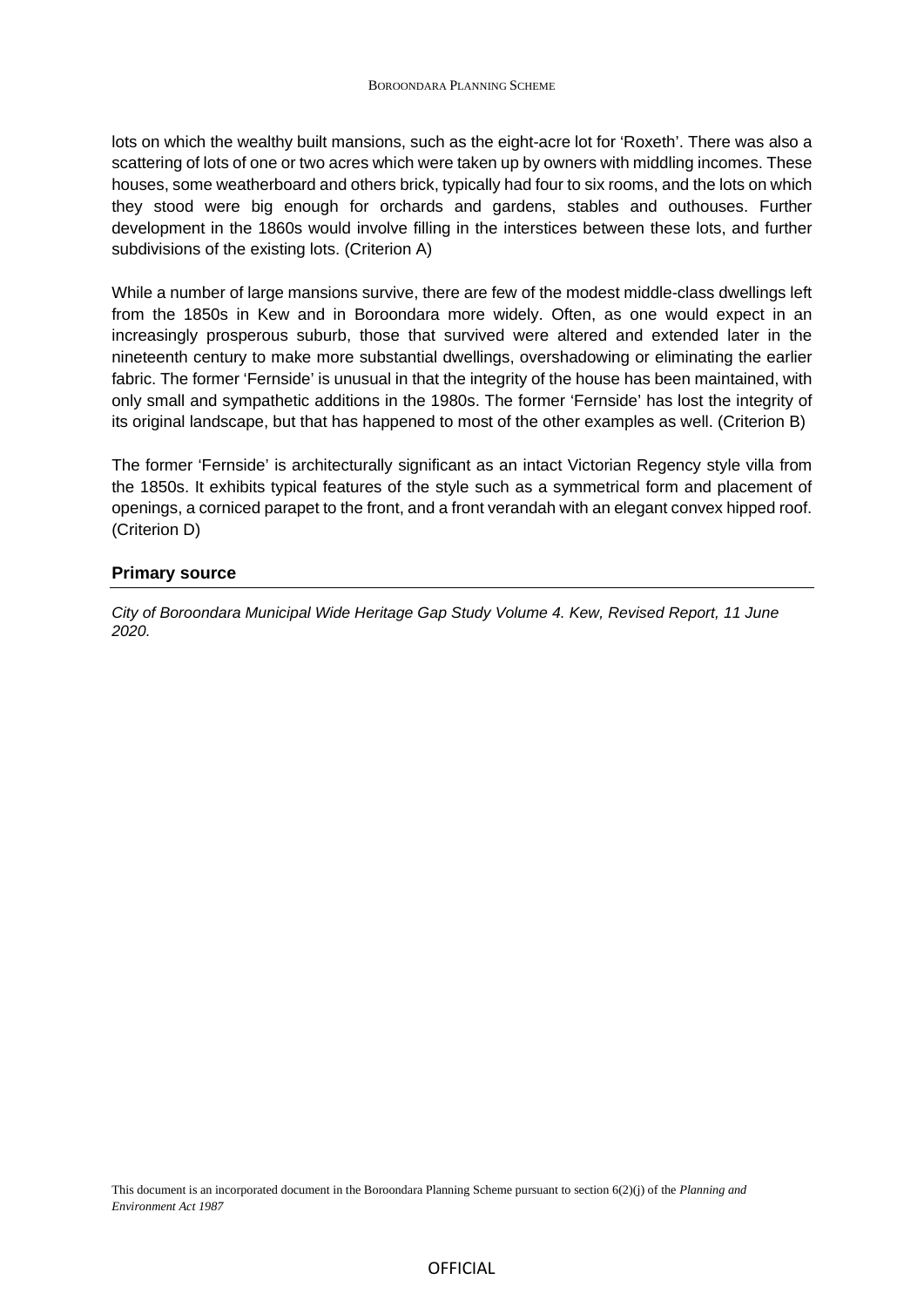lots on which the wealthy built mansions, such as the eight-acre lot for 'Roxeth'. There was also a scattering of lots of one or two acres which were taken up by owners with middling incomes. These houses, some weatherboard and others brick, typically had four to six rooms, and the lots on which they stood were big enough for orchards and gardens, stables and outhouses. Further development in the 1860s would involve filling in the interstices between these lots, and further subdivisions of the existing lots. (Criterion A)

While a number of large mansions survive, there are few of the modest middle-class dwellings left from the 1850s in Kew and in Boroondara more widely. Often, as one would expect in an increasingly prosperous suburb, those that survived were altered and extended later in the nineteenth century to make more substantial dwellings, overshadowing or eliminating the earlier fabric. The former 'Fernside' is unusual in that the integrity of the house has been maintained, with only small and sympathetic additions in the 1980s. The former 'Fernside' has lost the integrity of its original landscape, but that has happened to most of the other examples as well. (Criterion B)

The former 'Fernside' is architecturally significant as an intact Victorian Regency style villa from the 1850s. It exhibits typical features of the style such as a symmetrical form and placement of openings, a corniced parapet to the front, and a front verandah with an elegant convex hipped roof. (Criterion D)

## Primary source

*City of Boroondara Municipal Wide Heritage Gap Study Volume 4. Kew, Revised Report, 11 June 2020.*

This document is an incorporated document in the Boroondara Planning Scheme pursuant to section 6(2)(j) of the *Planning and Environment Act 1987*